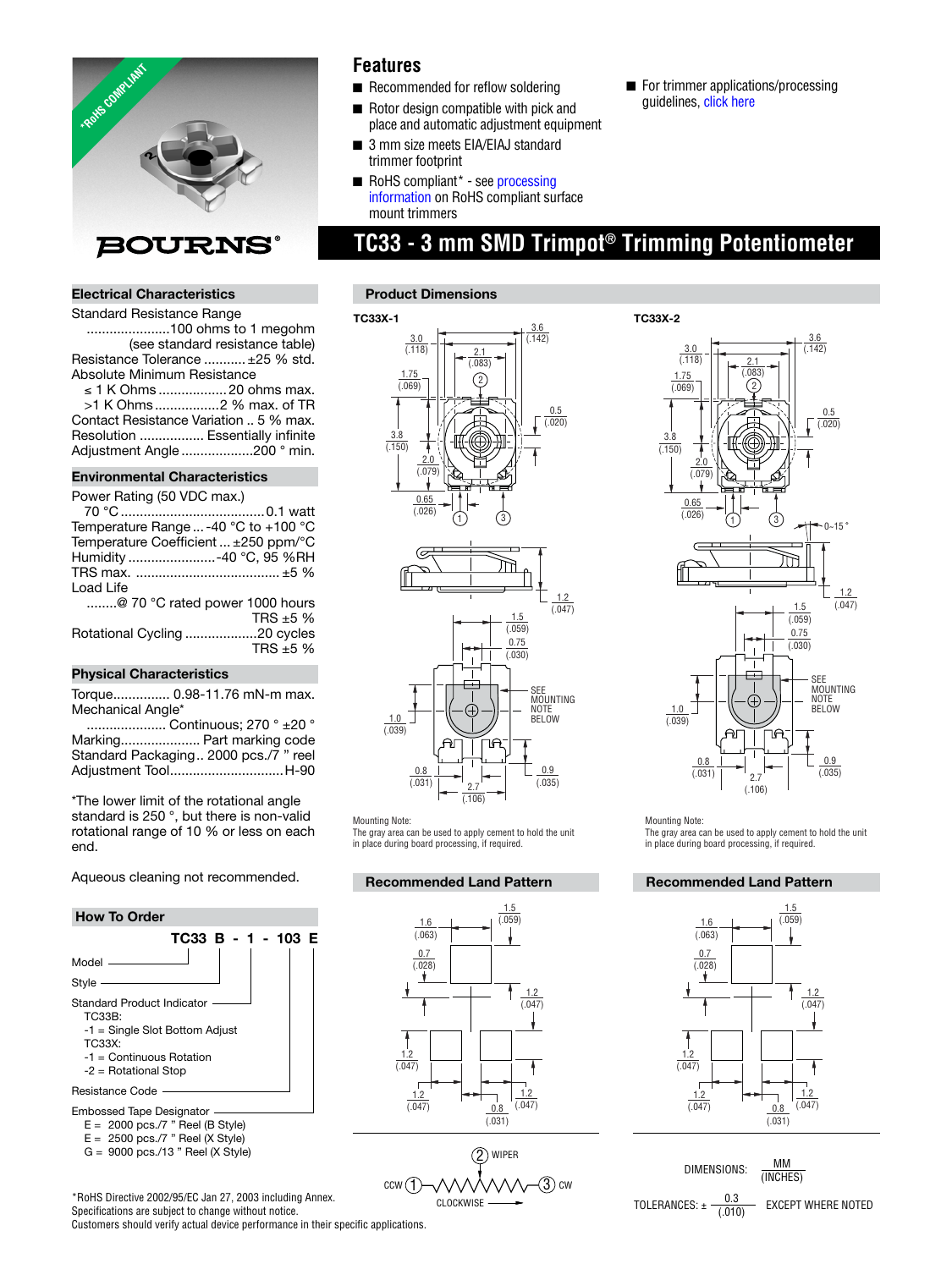# TC33 - 3 mm SMD Trimpot® Trimming Potentiometer

## Features

- Recommended for reflow soldering
- Rotor design compatible with pick and place and automatic adjustment equipment
- 3 mm size meets EIA/EIAJ standard trimmer footprint
- RoHS compliant* - see processing information on RoHS compliant surface mount trimmers
- For trimmer applications/processing guidelines, click here

## Electrical Characteristics

Standard Resistance Range
......................100 ohms to 1 megohm
(see standard resistance table)
Resistance Tolerance ........... ±25 % std.
Absolute Minimum Resistance
≤ 1 K Ohms .................. 20 ohms max.
>1 K Ohms................. 2 % max. of TR
Contact Resistance Variation .. 5 % max.
Resolution ................. Essentially infinite
Adjustment Angle ..................200 ° min.

## Environmental Characteristics

Power Rating (50 VDC max.)
70 °C ...................................... 0.1 watt
Temperature Range ... -40 °C to +100 °C
Temperature Coefficient ... ±250 ppm/°C
Humidity ....................... -40 °C, 95 %RH
TRS max. ...................................... ±5 %
Load Life
........@ 70 °C rated power 1000 hours
TRS ±5 %
Rotational Cycling ...................20 cycles
TRS ±5 %

## Physical Characteristics

Torque............... 0.98-11.76 mN-m max.
Mechanical Angle*
..................... Continuous; 270 ° ±20 °
Marking..................... Part marking code
Standard Packaging.. 2000 pcs./7 " reel
Adjustment Tool.............................H-90

*The lower limit of the rotational angle standard is 250 °, but there is non-valid rotational range of 10 % or less on each end.

Aqueous cleaning not recommended.

## How To Order

**TC33 B - 1 - 103 E**

- Model
- Style
- Standard Product Indicator
  - TC33B:
    - -1 = Single Slot Bottom Adjust
  - TC33X:
    - -1 = Continuous Rotation
    - -2 = Rotational Stop
- Resistance Code
- Embossed Tape Designator
  - E = 2000 pcs./7 " Reel (B Style)
  - E = 2500 pcs./7 " Reel (X Style)
  - G = 9000 pcs./13 " Reel (X Style)

## Product Dimensions

**TC33X-1**

**TC33X-2**

Mounting Note:
The gray area can be used to apply cement to hold the unit in place during board processing, if required.

Mounting Note:
The gray area can be used to apply cement to hold the unit in place during board processing, if required.

## Recommended Land Pattern

(2) WIPER
CCW (1) — (3) CW
CLOCKWISE

DIMENSIONS: MM (INCHES)

TOLERANCES: ± 0.3 (.010) EXCEPT WHERE NOTED

*RoHS Directive 2002/95/EC Jan 27, 2003 including Annex.
Specifications are subject to change without notice.
Customers should verify actual device performance in their specific applications.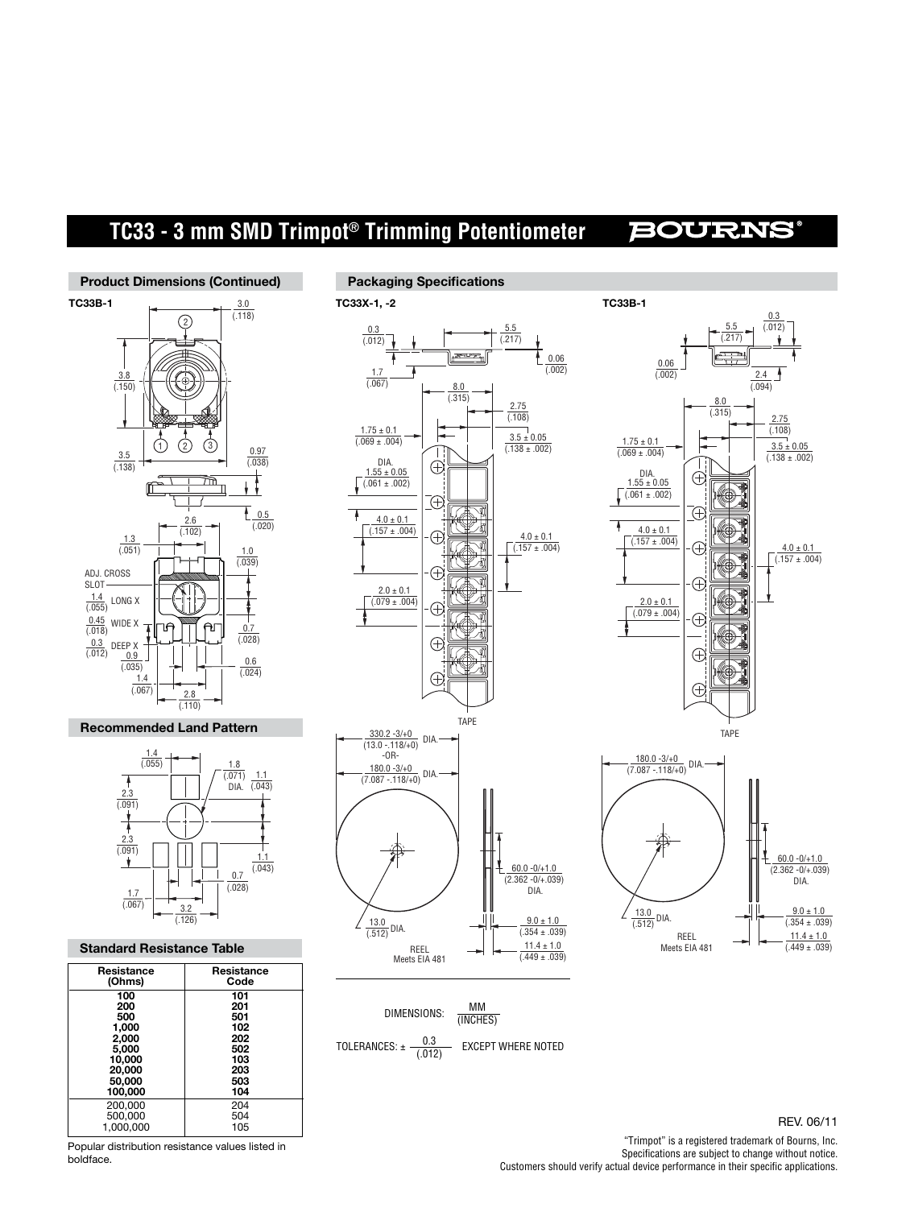# TC33 - 3 mm SMD Trimpot® Trimming Potentiometer

## Product Dimensions (Continued)

### TC33B-1

3.0 (.118)

3.8 (.150)

3.5 (.138)

0.97 (.038)

0.5 (.020)

2.6 (.102)

1.3 (.051)

1.0 (.039)

ADJ. CROSS SLOT

1.4 (.055) LONG X

0.45 (.018) WIDE X

0.3 (.012) DEEP X

0.9 (.035)

1.4 (.067)

0.7 (.028)

0.6 (.024)

2.8 (.110)

## Recommended Land Pattern

1.4 (.055)

1.8 (.071) DIA.

1.1 (.043)

2.3 (.091)

2.3 (.091)

1.1 (.043)

0.7 (.028)

1.7 (.067)

3.2 (.126)

## Standard Resistance Table

| Resistance (Ohms) | Resistance Code |
|---|---|
| **100** | **101** |
| **200** | **201** |
| **500** | **501** |
| **1,000** | **102** |
| **2,000** | **202** |
| **5,000** | **502** |
| **10,000** | **103** |
| **20,000** | **203** |
| **50,000** | **503** |
| **100,000** | **104** |
| 200,000 | 204 |
| 500,000 | 504 |
| 1,000,000 | 105 |

Popular distribution resistance values listed in boldface.

## Packaging Specifications

### TC33X-1, -2

0.3 (.012)

5.5 (.217)

0.06 (.002)

1.7 (.067)

8.0 (.315)

2.75 (.108)

1.75 ± 0.1 (.069 ± .004)

3.5 ± 0.05 (.138 ± .002)

DIA. 1.55 ± 0.05 (.061 ± .002)

4.0 ± 0.1 (.157 ± .004)

4.0 ± 0.1 (.157 ± .004)

2.0 ± 0.1 (.079 ± .004)

TAPE

330.2 -3/+0 (13.0 -.118/+0) DIA.

-OR-

180.0 -3/+0 (7.087 -.118/+0) DIA.

60.0 -0/+1.0 (2.362 -0/+.039) DIA.

13.0 (.512) DIA.

9.0 ± 1.0 (.354 ± .039)

11.4 ± 1.0 (.449 ± .039)

REEL Meets EIA 481

### TC33B-1

0.3 (.012)

5.5 (.217)

0.06 (.002)

2.4 (.094)

8.0 (.315)

2.75 (.108)

1.75 ± 0.1 (.069 ± .004)

3.5 ± 0.05 (.138 ± .002)

DIA. 1.55 ± 0.05 (.061 ± .002)

4.0 ± 0.1 (.157 ± .004)

4.0 ± 0.1 (.157 ± .004)

2.0 ± 0.1 (.079 ± .004)

TAPE

180.0 -3/+0 (7.087 -.118/+0) DIA.

60.0 -0/+1.0 (2.362 -0/+.039) DIA.

13.0 (.512) DIA.

9.0 ± 1.0 (.354 ± .039)

11.4 ± 1.0 (.449 ± .039)

REEL Meets EIA 481

DIMENSIONS: $\frac{\text{MM}}{\text{(INCHES)}}$

TOLERANCES: ± $\frac{0.3}{(.012)}$ EXCEPT WHERE NOTED

REV. 06/11

"Trimpot" is a registered trademark of Bourns, Inc.
Specifications are subject to change without notice.
Customers should verify actual device performance in their specific applications.